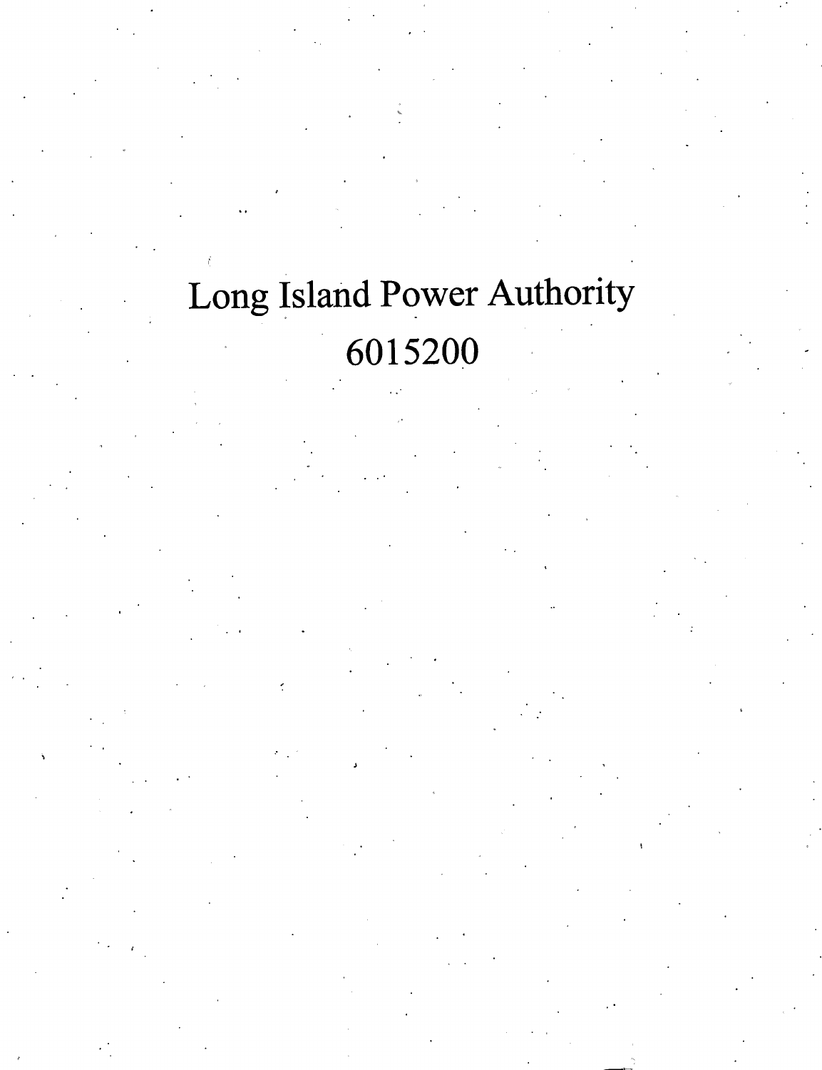# Long Island Power Authority

# 6015200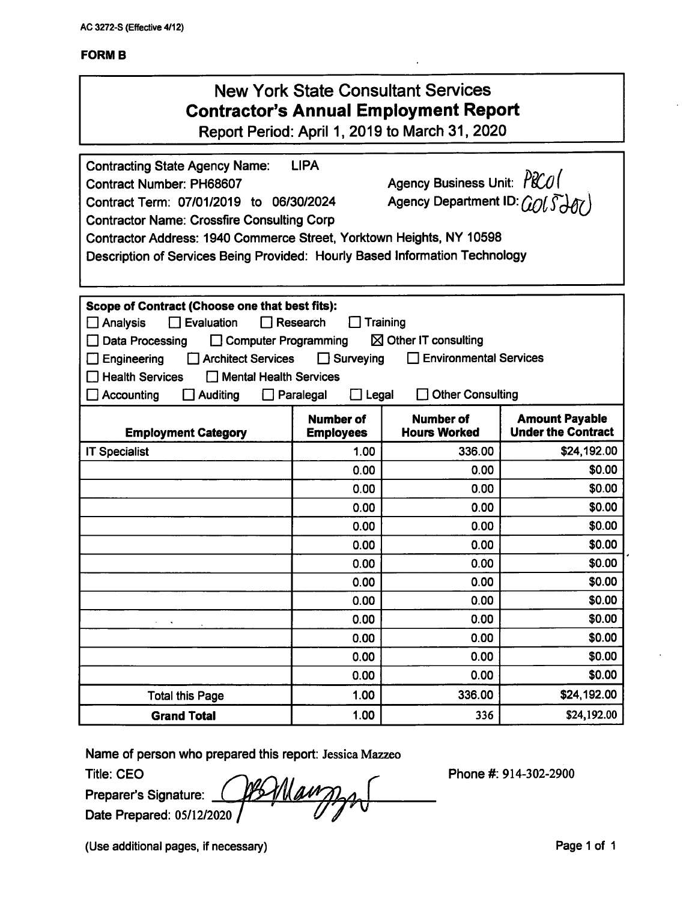AC 3272-S (Effective 4/12)

**FORM B**

# New York State Consultant Services
## Contractor's Annual Employment Report
### Report Period: April 1, 2019 to March 31, 2020

Contracting State Agency Name: LIPA
Contract Number: PH68607 Agency Business Unit: PBCO1
Contract Term: 07/01/2019 to 06/30/2024 Agency Department ID: G0152001
Contractor Name: Crossfire Consulting Corp
Contractor Address: 1940 Commerce Street, Yorktown Heights, NY 10598
Description of Services Being Provided: Hourly Based Information Technology

**Scope of Contract (Choose one that best fits):**

☐ Analysis ☐ Evaluation ☐ Research ☐ Training
☐ Data Processing ☐ Computer Programming ☒ Other IT consulting
☐ Engineering ☐ Architect Services ☐ Surveying ☐ Environmental Services
☐ Health Services ☐ Mental Health Services
☐ Accounting ☐ Auditing ☐ Paralegal ☐ Legal ☐ Other Consulting

| Employment Category | Number of Employees | Number of Hours Worked | Amount Payable Under the Contract |
|---|---|---|---|
| IT Specialist | 1.00 | 336.00 | $24,192.00 |
| | 0.00 | 0.00 | $0.00 |
| | 0.00 | 0.00 | $0.00 |
| | 0.00 | 0.00 | $0.00 |
| | 0.00 | 0.00 | $0.00 |
| | 0.00 | 0.00 | $0.00 |
| | 0.00 | 0.00 | $0.00 |
| | 0.00 | 0.00 | $0.00 |
| | 0.00 | 0.00 | $0.00 |
| | 0.00 | 0.00 | $0.00 |
| | 0.00 | 0.00 | $0.00 |
| | 0.00 | 0.00 | $0.00 |
| | 0.00 | 0.00 | $0.00 |
| Total this Page | 1.00 | 336.00 | $24,192.00 |
| **Grand Total** | 1.00 | 336 | $24,192.00 |

Name of person who prepared this report: Jessica Mazzeo
Title: CEO Phone #: 914-302-2900
Preparer's Signature: [signature]
Date Prepared: 05/12/2020

(Use additional pages, if necessary)